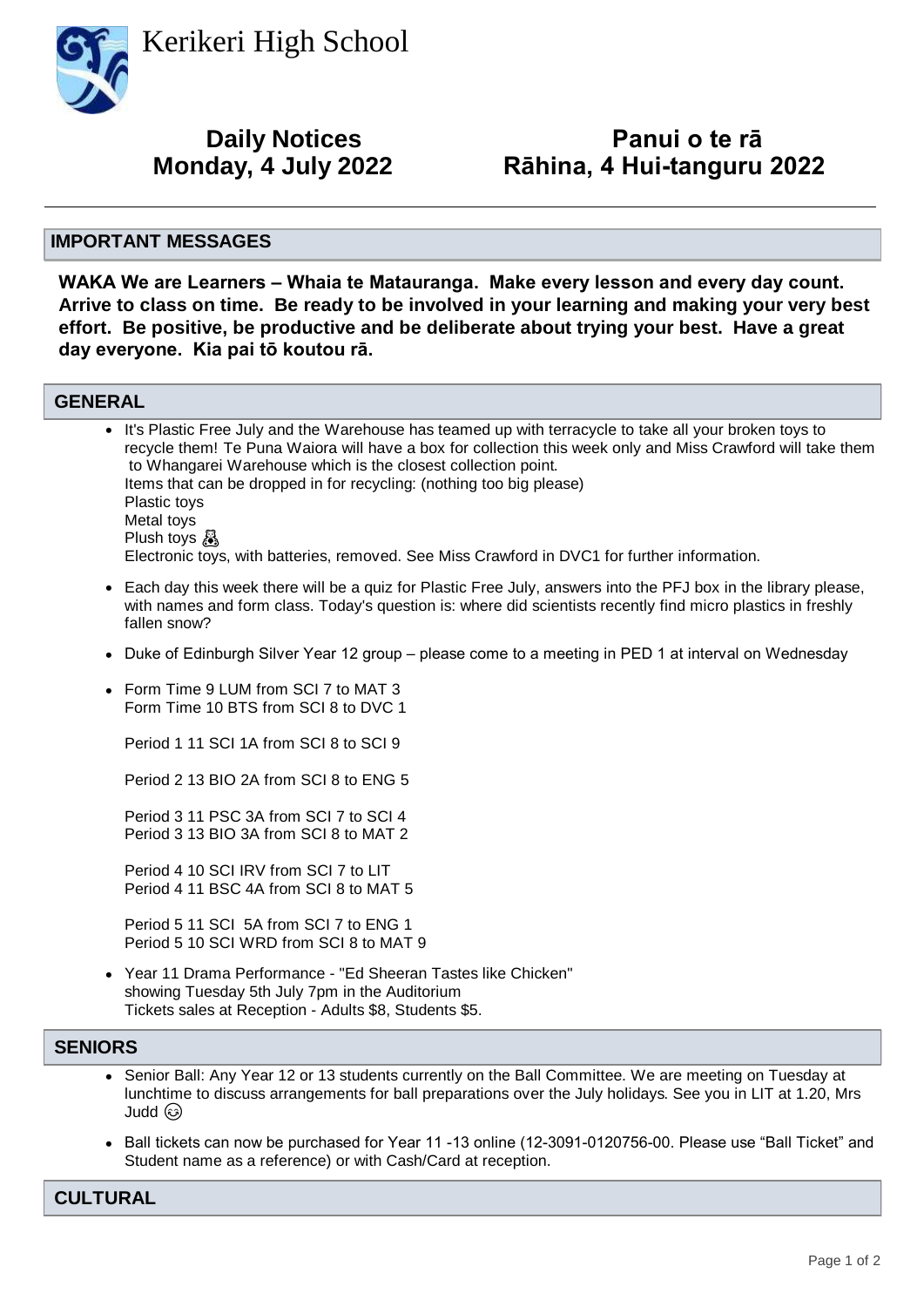# Kerikeri High School

## Daily Notices
## Monday, 4 July 2022

## Panui o te rā
## Rāhina, 4 Hui-tanguru 2022

---

## IMPORTANT MESSAGES

**WAKA We are Learners – Whaia te Matauranga. Make every lesson and every day count. Arrive to class on time. Be ready to be involved in your learning and making your very best effort. Be positive, be productive and be deliberate about trying your best. Have a great day everyone. Kia pai tō koutou rā.**

## GENERAL

- It's Plastic Free July and the Warehouse has teamed up with terracycle to take all your broken toys to recycle them! Te Puna Waiora will have a box for collection this week only and Miss Crawford will take them to Whangarei Warehouse which is the closest collection point.
  Items that can be dropped in for recycling: (nothing too big please)
  Plastic toys
  Metal toys
  Plush toys 🧸
  Electronic toys, with batteries, removed. See Miss Crawford in DVC1 for further information.

- Each day this week there will be a quiz for Plastic Free July, answers into the PFJ box in the library please, with names and form class. Today's question is: where did scientists recently find micro plastics in freshly fallen snow?

- Duke of Edinburgh Silver Year 12 group – please come to a meeting in PED 1 at interval on Wednesday

- Form Time 9 LUM from SCI 7 to MAT 3
  Form Time 10 BTS from SCI 8 to DVC 1

  Period 1 11 SCI 1A from SCI 8 to SCI 9

  Period 2 13 BIO 2A from SCI 8 to ENG 5

  Period 3 11 PSC 3A from SCI 7 to SCI 4
  Period 3 13 BIO 3A from SCI 8 to MAT 2

  Period 4 10 SCI IRV from SCI 7 to LIT
  Period 4 11 BSC 4A from SCI 8 to MAT 5

  Period 5 11 SCI 5A from SCI 7 to ENG 1
  Period 5 10 SCI WRD from SCI 8 to MAT 9

- Year 11 Drama Performance - "Ed Sheeran Tastes like Chicken"
  showing Tuesday 5th July 7pm in the Auditorium
  Tickets sales at Reception - Adults $8, Students $5.

## SENIORS

- Senior Ball: Any Year 12 or 13 students currently on the Ball Committee. We are meeting on Tuesday at lunchtime to discuss arrangements for ball preparations over the July holidays. See you in LIT at 1.20, Mrs Judd 😊

- Ball tickets can now be purchased for Year 11 -13 online (12-3091-0120756-00. Please use "Ball Ticket" and Student name as a reference) or with Cash/Card at reception.

## CULTURAL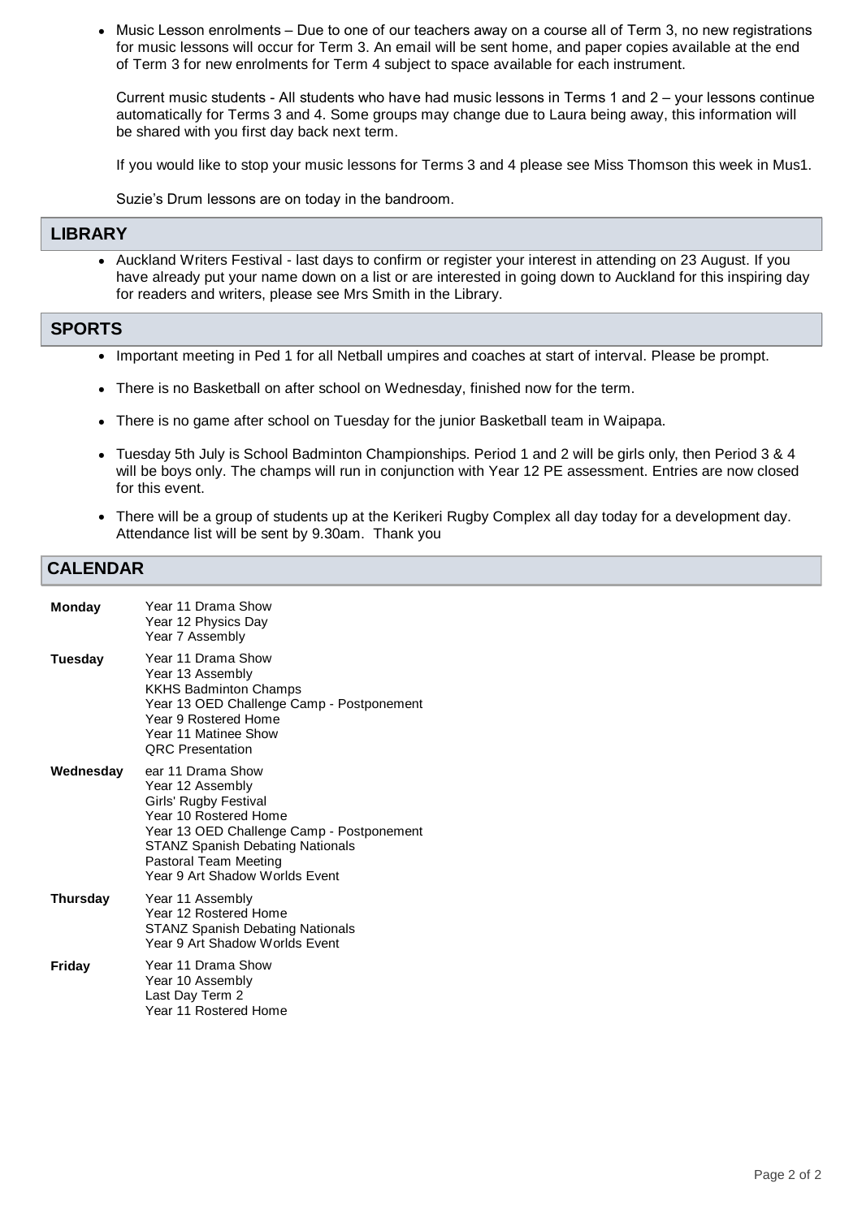- Music Lesson enrolments – Due to one of our teachers away on a course all of Term 3, no new registrations for music lessons will occur for Term 3. An email will be sent home, and paper copies available at the end of Term 3 for new enrolments for Term 4 subject to space available for each instrument.

  Current music students - All students who have had music lessons in Terms 1 and 2 – your lessons continue automatically for Terms 3 and 4. Some groups may change due to Laura being away, this information will be shared with you first day back next term.

  If you would like to stop your music lessons for Terms 3 and 4 please see Miss Thomson this week in Mus1.

  Suzie's Drum lessons are on today in the bandroom.

## LIBRARY

- Auckland Writers Festival - last days to confirm or register your interest in attending on 23 August. If you have already put your name down on a list or are interested in going down to Auckland for this inspiring day for readers and writers, please see Mrs Smith in the Library.

## SPORTS

- Important meeting in Ped 1 for all Netball umpires and coaches at start of interval. Please be prompt.
- There is no Basketball on after school on Wednesday, finished now for the term.
- There is no game after school on Tuesday for the junior Basketball team in Waipapa.
- Tuesday 5th July is School Badminton Championships. Period 1 and 2 will be girls only, then Period 3 & 4 will be boys only. The champs will run in conjunction with Year 12 PE assessment. Entries are now closed for this event.
- There will be a group of students up at the Kerikeri Rugby Complex all day today for a development day. Attendance list will be sent by 9.30am. Thank you

## CALENDAR

| | |
|---|---|
| **Monday** | Year 11 Drama Show<br>Year 12 Physics Day<br>Year 7 Assembly |
| **Tuesday** | Year 11 Drama Show<br>Year 13 Assembly<br>KKHS Badminton Champs<br>Year 13 OED Challenge Camp - Postponement<br>Year 9 Rostered Home<br>Year 11 Matinee Show<br>QRC Presentation |
| **Wednesday** | ear 11 Drama Show<br>Year 12 Assembly<br>Girls' Rugby Festival<br>Year 10 Rostered Home<br>Year 13 OED Challenge Camp - Postponement<br>STANZ Spanish Debating Nationals<br>Pastoral Team Meeting<br>Year 9 Art Shadow Worlds Event |
| **Thursday** | Year 11 Assembly<br>Year 12 Rostered Home<br>STANZ Spanish Debating Nationals<br>Year 9 Art Shadow Worlds Event |
| **Friday** | Year 11 Drama Show<br>Year 10 Assembly<br>Last Day Term 2<br>Year 11 Rostered Home |